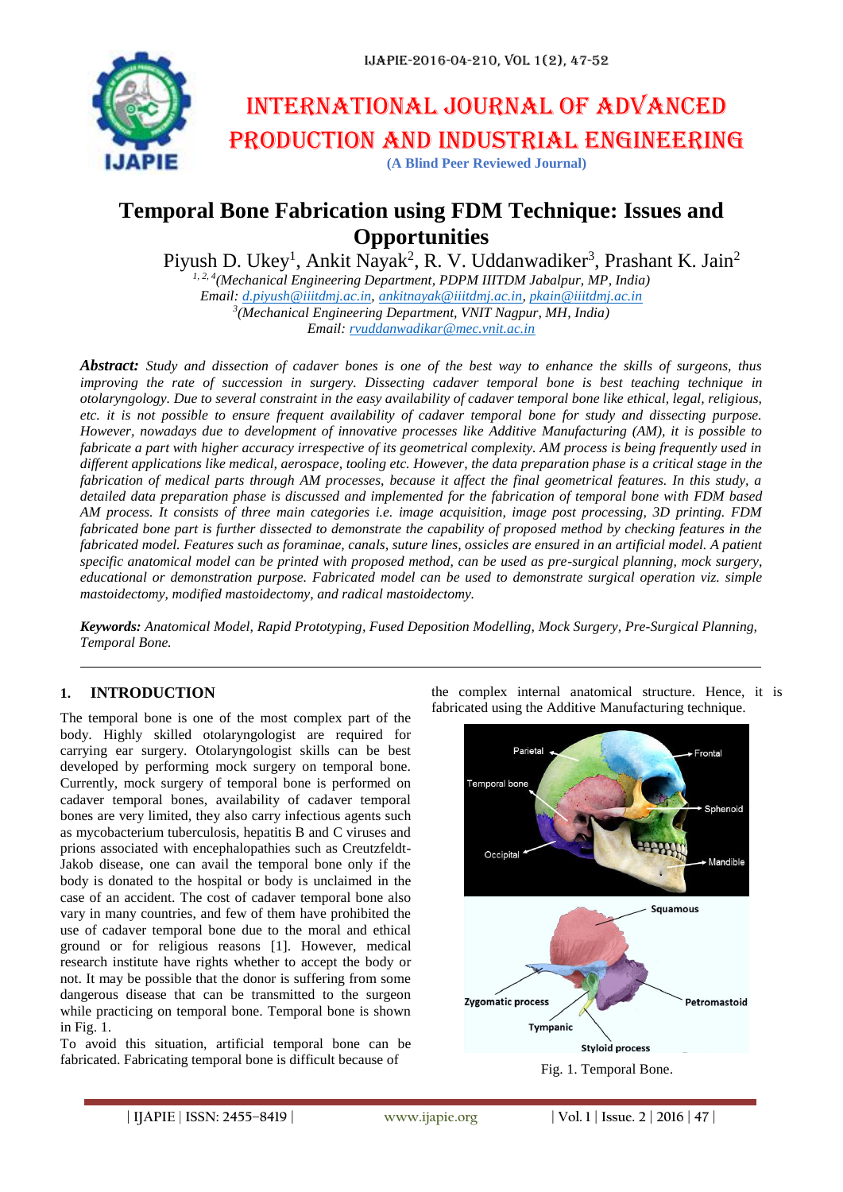# Temporal Bone Fabrication using FDM Technique: Issues and Opportunities

Piyush D. Ukey[1], Ankit Nayak[2], R. V. Uddanwadiker[3], Prashant K. Jain[2]

[1, 2, 4](Mechanical Engineering Department, PDPM IIITDM Jabalpur, MP, India)
Email: d.piyush@iiitdmj.ac.in, ankitnayak@iiitdmj.ac.in, pkain@iiitdmj.ac.in
[3](Mechanical Engineering Department, VNIT Nagpur, MH, India)
Email: rvuddanwadikar@mec.vnit.ac.in

***Abstract:*** *Study and dissection of cadaver bones is one of the best way to enhance the skills of surgeons, thus improving the rate of succession in surgery. Dissecting cadaver temporal bone is best teaching technique in otolaryngology. Due to several constraint in the easy availability of cadaver temporal bone like ethical, legal, religious, etc. it is not possible to ensure frequent availability of cadaver temporal bone for study and dissecting purpose. However, nowadays due to development of innovative processes like Additive Manufacturing (AM), it is possible to fabricate a part with higher accuracy irrespective of its geometrical complexity. AM process is being frequently used in different applications like medical, aerospace, tooling etc. However, the data preparation phase is a critical stage in the fabrication of medical parts through AM processes, because it affect the final geometrical features. In this study, a detailed data preparation phase is discussed and implemented for the fabrication of temporal bone with FDM based AM process. It consists of three main categories i.e. image acquisition, image post processing, 3D printing. FDM fabricated bone part is further dissected to demonstrate the capability of proposed method by checking features in the fabricated model. Features such as foraminae, canals, suture lines, ossicles are ensured in an artificial model. A patient specific anatomical model can be printed with proposed method, can be used as pre-surgical planning, mock surgery, educational or demonstration purpose. Fabricated model can be used to demonstrate surgical operation viz. simple mastoidectomy, modified mastoidectomy, and radical mastoidectomy.*

***Keywords:*** *Anatomical Model, Rapid Prototyping, Fused Deposition Modelling, Mock Surgery, Pre-Surgical Planning, Temporal Bone.*

## 1. INTRODUCTION

The temporal bone is one of the most complex part of the body. Highly skilled otolaryngologist are required for carrying ear surgery. Otolaryngologist skills can be best developed by performing mock surgery on temporal bone. Currently, mock surgery of temporal bone is performed on cadaver temporal bones, availability of cadaver temporal bones are very limited, they also carry infectious agents such as mycobacterium tuberculosis, hepatitis B and C viruses and prions associated with encephalopathies such as Creutzfeldt-Jakob disease, one can avail the temporal bone only if the body is donated to the hospital or body is unclaimed in the case of an accident. The cost of cadaver temporal bone also vary in many countries, and few of them have prohibited the use of cadaver temporal bone due to the moral and ethical ground or for religious reasons [1]. However, medical research institute have rights whether to accept the body or not. It may be possible that the donor is suffering from some dangerous disease that can be transmitted to the surgeon while practicing on temporal bone. Temporal bone is shown in Fig. 1.

To avoid this situation, artificial temporal bone can be fabricated. Fabricating temporal bone is difficult because of the complex internal anatomical structure. Hence, it is fabricated using the Additive Manufacturing technique.

Fig. 1. Temporal Bone.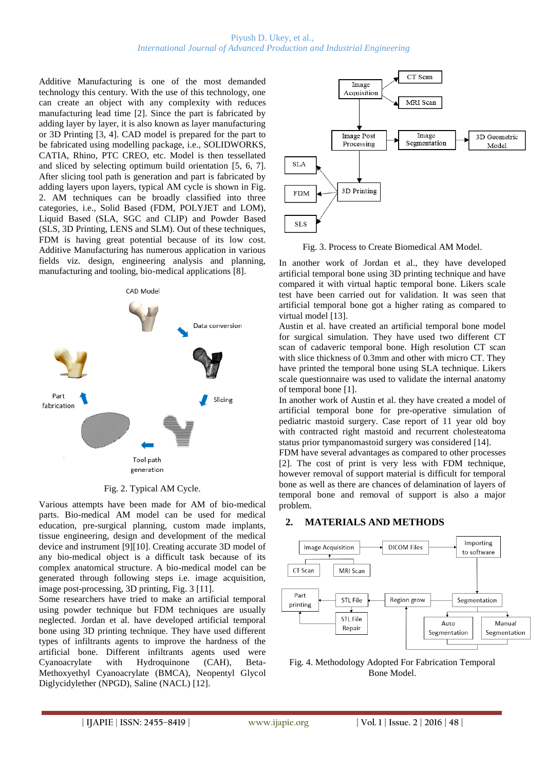Additive Manufacturing is one of the most demanded technology this century. With the use of this technology, one can create an object with any complexity with reduces manufacturing lead time [2]. Since the part is fabricated by adding layer by layer, it is also known as layer manufacturing or 3D Printing [3, 4]. CAD model is prepared for the part to be fabricated using modelling package, i.e., SOLIDWORKS, CATIA, Rhino, PTC CREO, etc. Model is then tessellated and sliced by selecting optimum build orientation [5, 6, 7]. After slicing tool path is generation and part is fabricated by adding layers upon layers, typical AM cycle is shown in Fig. 2. AM techniques can be broadly classified into three categories, i.e., Solid Based (FDM, POLYJET and LOM), Liquid Based (SLA, SGC and CLIP) and Powder Based (SLS, 3D Printing, LENS and SLM). Out of these techniques, FDM is having great potential because of its low cost. Additive Manufacturing has numerous application in various fields viz. design, engineering analysis and planning, manufacturing and tooling, bio-medical applications [8].

Fig. 2. Typical AM Cycle.

Various attempts have been made for AM of bio-medical parts. Bio-medical AM model can be used for medical education, pre-surgical planning, custom made implants, tissue engineering, design and development of the medical device and instrument [9][10]. Creating accurate 3D model of any bio-medical object is a difficult task because of its complex anatomical structure. A bio-medical model can be generated through following steps i.e. image acquisition, image post-processing, 3D printing, Fig. 3 [11].

Some researchers have tried to make an artificial temporal using powder technique but FDM techniques are usually neglected. Jordan et al. have developed artificial temporal bone using 3D printing technique. They have used different types of infiltrants agents to improve the hardness of the artificial bone. Different infiltrants agents used were Cyanoacrylate with Hydroquinone (CAH), Beta-Methoxyethyl Cyanoacrylate (BMCA), Neopentyl Glycol Diglycidylether (NPGD), Saline (NACL) [12].

Fig. 3. Process to Create Biomedical AM Model.

In another work of Jordan et al., they have developed artificial temporal bone using 3D printing technique and have compared it with virtual haptic temporal bone. Likers scale test have been carried out for validation. It was seen that artificial temporal bone got a higher rating as compared to virtual model [13].

Austin et al. have created an artificial temporal bone model for surgical simulation. They have used two different CT scan of cadaveric temporal bone. High resolution CT scan with slice thickness of 0.3mm and other with micro CT. They have printed the temporal bone using SLA technique. Likers scale questionnaire was used to validate the internal anatomy of temporal bone [1].

In another work of Austin et al. they have created a model of artificial temporal bone for pre-operative simulation of pediatric mastoid surgery. Case report of 11 year old boy with contracted right mastoid and recurrent cholesteatoma status prior tympanomastoid surgery was considered [14].

FDM have several advantages as compared to other processes [2]. The cost of print is very less with FDM technique, however removal of support material is difficult for temporal bone as well as there are chances of delamination of layers of temporal bone and removal of support is also a major problem.

## 2. MATERIALS AND METHODS

Fig. 4. Methodology Adopted For Fabrication Temporal Bone Model.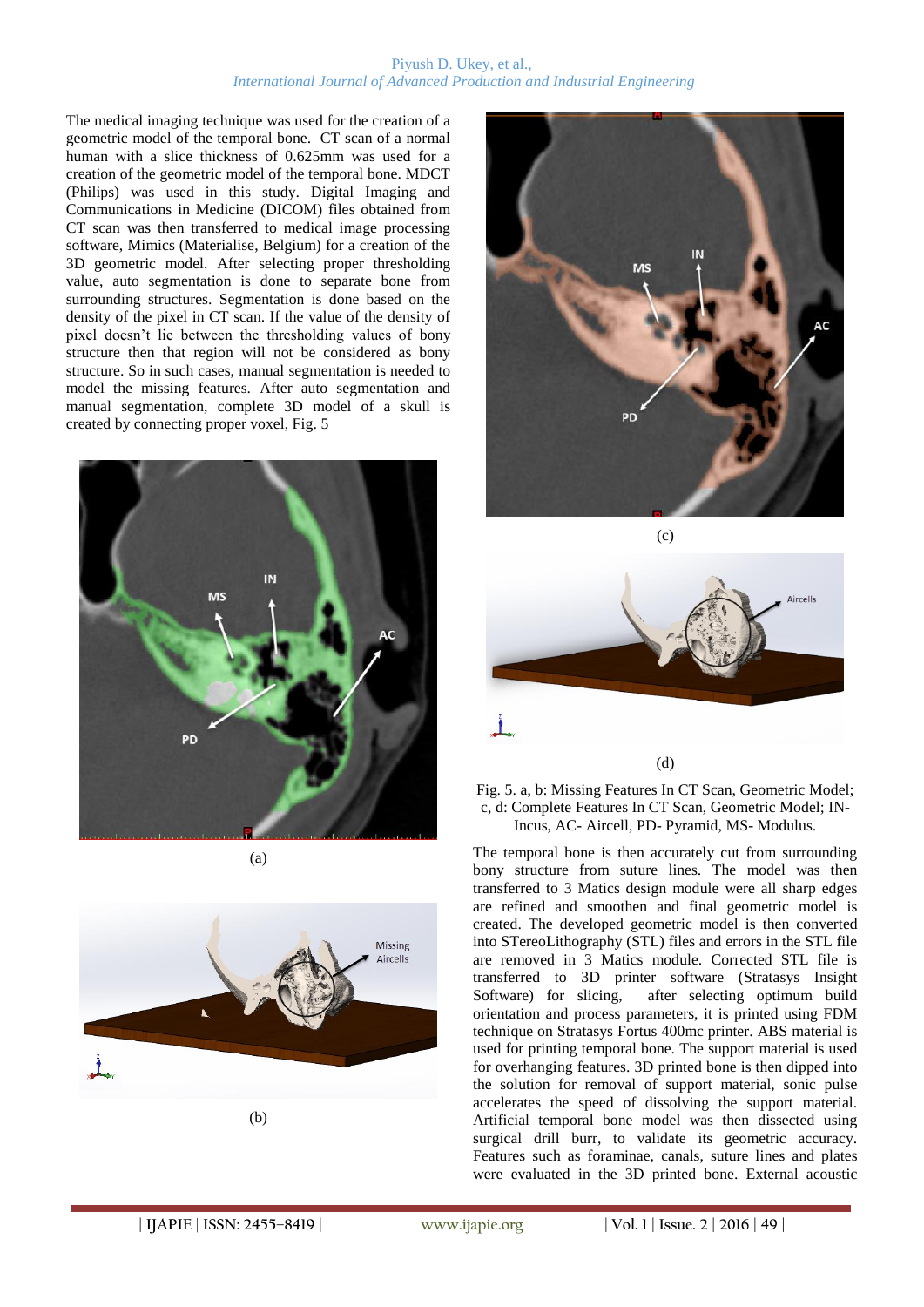The medical imaging technique was used for the creation of a geometric model of the temporal bone. CT scan of a normal human with a slice thickness of 0.625mm was used for a creation of the geometric model of the temporal bone. MDCT (Philips) was used in this study. Digital Imaging and Communications in Medicine (DICOM) files obtained from CT scan was then transferred to medical image processing software, Mimics (Materialise, Belgium) for a creation of the 3D geometric model. After selecting proper thresholding value, auto segmentation is done to separate bone from surrounding structures. Segmentation is done based on the density of the pixel in CT scan. If the value of the density of pixel doesn't lie between the thresholding values of bony structure then that region will not be considered as bony structure. So in such cases, manual segmentation is needed to model the missing features. After auto segmentation and manual segmentation, complete 3D model of a skull is created by connecting proper voxel, Fig. 5

(a)

(b)

(c)

(d)

Fig. 5. a, b: Missing Features In CT Scan, Geometric Model; c, d: Complete Features In CT Scan, Geometric Model; IN- Incus, AC- Aircell, PD- Pyramid, MS- Modulus.

The temporal bone is then accurately cut from surrounding bony structure from suture lines. The model was then transferred to 3 Matics design module were all sharp edges are refined and smoothen and final geometric model is created. The developed geometric model is then converted into STereoLithography (STL) files and errors in the STL file are removed in 3 Matics module. Corrected STL file is transferred to 3D printer software (Stratasys Insight Software) for slicing, after selecting optimum build orientation and process parameters, it is printed using FDM technique on Stratasys Fortus 400mc printer. ABS material is used for printing temporal bone. The support material is used for overhanging features. 3D printed bone is then dipped into the solution for removal of support material, sonic pulse accelerates the speed of dissolving the support material. Artificial temporal bone model was then dissected using surgical drill burr, to validate its geometric accuracy. Features such as foraminae, canals, suture lines and plates were evaluated in the 3D printed bone. External acoustic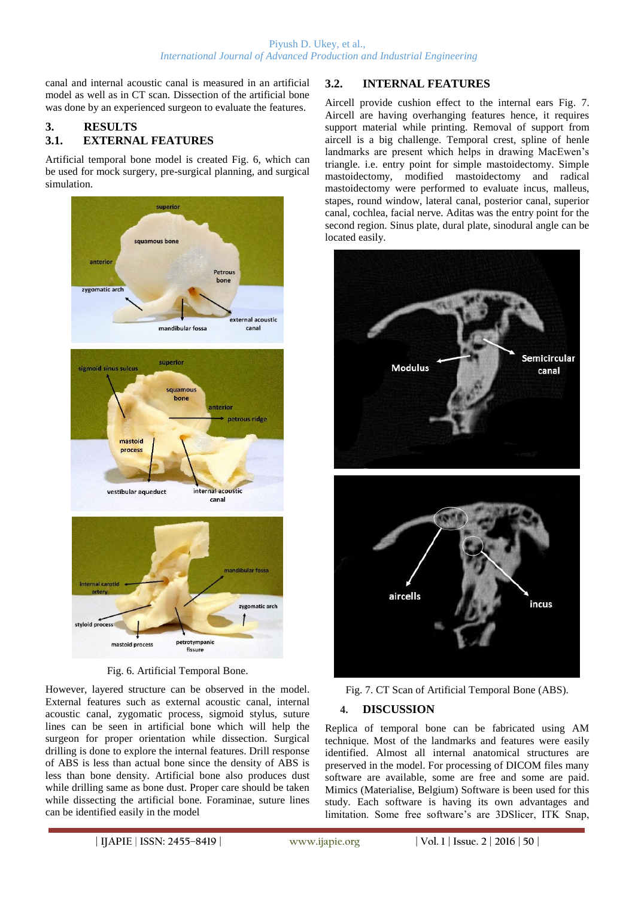canal and internal acoustic canal is measured in an artificial model as well as in CT scan. Dissection of the artificial bone was done by an experienced surgeon to evaluate the features.

## 3. RESULTS

### 3.1. EXTERNAL FEATURES

Artificial temporal bone model is created Fig. 6, which can be used for mock surgery, pre-surgical planning, and surgical simulation.

Fig. 6. Artificial Temporal Bone.

However, layered structure can be observed in the model. External features such as external acoustic canal, internal acoustic canal, zygomatic process, sigmoid stylus, suture lines can be seen in artificial bone which will help the surgeon for proper orientation while dissection. Surgical drilling is done to explore the internal features. Drill response of ABS is less than actual bone since the density of ABS is less than bone density. Artificial bone also produces dust while drilling same as bone dust. Proper care should be taken while dissecting the artificial bone. Foraminae, suture lines can be identified easily in the model

### 3.2. INTERNAL FEATURES

Aircell provide cushion effect to the internal ears Fig. 7. Aircell are having overhanging features hence, it requires support material while printing. Removal of support from aircell is a big challenge. Temporal crest, spline of henle landmarks are present which helps in drawing MacEwen's triangle. i.e. entry point for simple mastoidectomy. Simple mastoidectomy, modified mastoidectomy and radical mastoidectomy were performed to evaluate incus, malleus, stapes, round window, lateral canal, posterior canal, superior canal, cochlea, facial nerve. Aditas was the entry point for the second region. Sinus plate, dural plate, sinodural angle can be located easily.

Fig. 7. CT Scan of Artificial Temporal Bone (ABS).

## 4. DISCUSSION

Replica of temporal bone can be fabricated using AM technique. Most of the landmarks and features were easily identified. Almost all internal anatomical structures are preserved in the model. For processing of DICOM files many software are available, some are free and some are paid. Mimics (Materialise, Belgium) Software is been used for this study. Each software is having its own advantages and limitation. Some free software's are 3DSlicer, ITK Snap,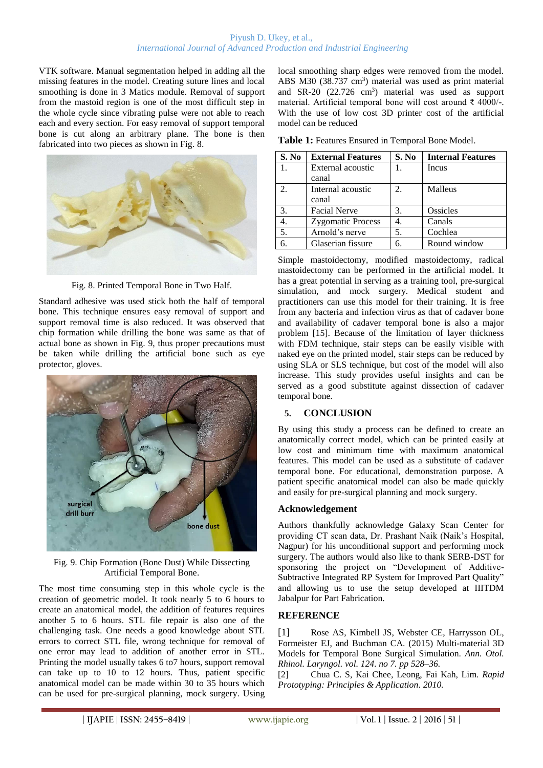VTK software. Manual segmentation helped in adding all the missing features in the model. Creating suture lines and local smoothing is done in 3 Matics module. Removal of support from the mastoid region is one of the most difficult step in the whole cycle since vibrating pulse were not able to reach each and every section. For easy removal of support temporal bone is cut along an arbitrary plane. The bone is then fabricated into two pieces as shown in Fig. 8.

Fig. 8. Printed Temporal Bone in Two Half.

Standard adhesive was used stick both the half of temporal bone. This technique ensures easy removal of support and support removal time is also reduced. It was observed that chip formation while drilling the bone was same as that of actual bone as shown in Fig. 9, thus proper precautions must be taken while drilling the artificial bone such as eye protector, gloves.

Fig. 9. Chip Formation (Bone Dust) While Dissecting Artificial Temporal Bone.

The most time consuming step in this whole cycle is the creation of geometric model. It took nearly 5 to 6 hours to create an anatomical model, the addition of features requires another 5 to 6 hours. STL file repair is also one of the challenging task. One needs a good knowledge about STL errors to correct STL file, wrong technique for removal of one error may lead to addition of another error in STL. Printing the model usually takes 6 to7 hours, support removal can take up to 10 to 12 hours. Thus, patient specific anatomical model can be made within 30 to 35 hours which can be used for pre-surgical planning, mock surgery. Using local smoothing sharp edges were removed from the model. ABS M30 (38.737 $cm^3$) material was used as print material and SR-20 (22.726 $cm^3$) material was used as support material. Artificial temporal bone will cost around ₹ 4000/-. With the use of low cost 3D printer cost of the artificial model can be reduced

**Table 1:** Features Ensured in Temporal Bone Model.

| S. No | External Features | S. No | Internal Features |
|---|---|---|---|
| 1. | External acoustic canal | 1. | Incus |
| 2. | Internal acoustic canal | 2. | Malleus |
| 3. | Facial Nerve | 3. | Ossicles |
| 4. | Zygomatic Process | 4. | Canals |
| 5. | Arnold's nerve | 5. | Cochlea |
| 6. | Glaserian fissure | 6. | Round window |

Simple mastoidectomy, modified mastoidectomy, radical mastoidectomy can be performed in the artificial model. It has a great potential in serving as a training tool, pre-surgical simulation, and mock surgery. Medical student and practitioners can use this model for their training. It is free from any bacteria and infection virus as that of cadaver bone and availability of cadaver temporal bone is also a major problem [15]. Because of the limitation of layer thickness with FDM technique, stair steps can be easily visible with naked eye on the printed model, stair steps can be reduced by using SLA or SLS technique, but cost of the model will also increase. This study provides useful insights and can be served as a good substitute against dissection of cadaver temporal bone.

## 5. CONCLUSION

By using this study a process can be defined to create an anatomically correct model, which can be printed easily at low cost and minimum time with maximum anatomical features. This model can be used as a substitute of cadaver temporal bone. For educational, demonstration purpose. A patient specific anatomical model can also be made quickly and easily for pre-surgical planning and mock surgery.

## Acknowledgement

Authors thankfully acknowledge Galaxy Scan Center for providing CT scan data, Dr. Prashant Naik (Naik's Hospital, Nagpur) for his unconditional support and performing mock surgery. The authors would also like to thank SERB-DST for sponsoring the project on "Development of Additive-Subtractive Integrated RP System for Improved Part Quality" and allowing us to use the setup developed at IIITDM Jabalpur for Part Fabrication.

## REFERENCE

[1] Rose AS, Kimbell JS, Webster CE, Harrysson OL, Formeister EJ, and Buchman CA. (2015) Multi-material 3D Models for Temporal Bone Surgical Simulation. *Ann. Otol. Rhinol. Laryngol. vol. 124. no 7. pp 528–36.*

[2] Chua C. S, Kai Chee, Leong, Fai Kah, Lim. *Rapid Prototyping: Principles & Application. 2010.*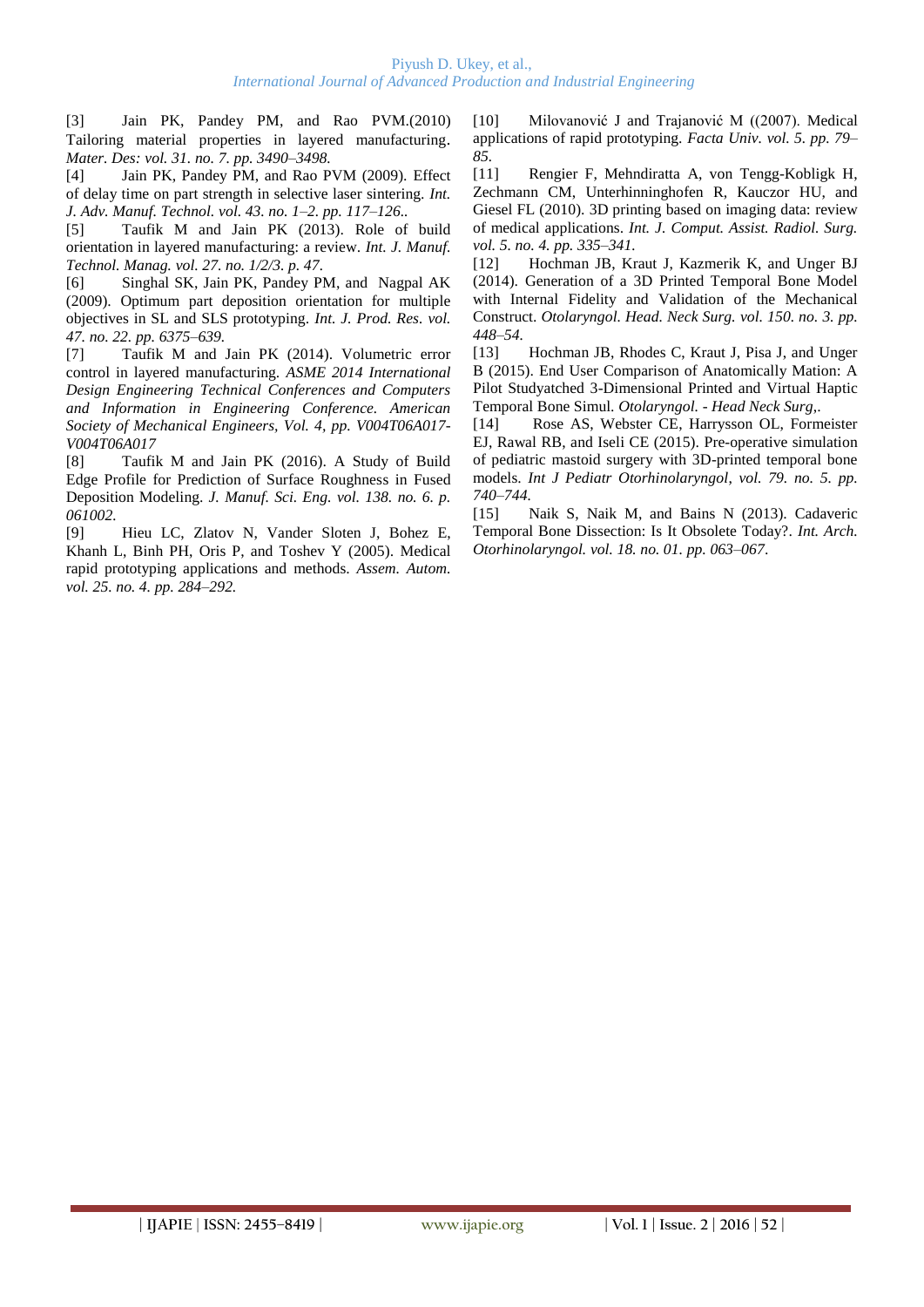[3] Jain PK, Pandey PM, and Rao PVM.(2010) Tailoring material properties in layered manufacturing. *Mater. Des: vol. 31. no. 7. pp. 3490–3498.*

[4] Jain PK, Pandey PM, and Rao PVM (2009). Effect of delay time on part strength in selective laser sintering. *Int. J. Adv. Manuf. Technol. vol. 43. no. 1–2. pp. 117–126..*

[5] Taufik M and Jain PK (2013). Role of build orientation in layered manufacturing: a review. *Int. J. Manuf. Technol. Manag. vol. 27. no. 1/2/3. p. 47.*

[6] Singhal SK, Jain PK, Pandey PM, and Nagpal AK (2009). Optimum part deposition orientation for multiple objectives in SL and SLS prototyping. *Int. J. Prod. Res. vol. 47. no. 22. pp. 6375–639.*

[7] Taufik M and Jain PK (2014). Volumetric error control in layered manufacturing. *ASME 2014 International Design Engineering Technical Conferences and Computers and Information in Engineering Conference. American Society of Mechanical Engineers, Vol. 4, pp. V004T06A017-V004T06A017*

[8] Taufik M and Jain PK (2016). A Study of Build Edge Profile for Prediction of Surface Roughness in Fused Deposition Modeling. *J. Manuf. Sci. Eng. vol. 138. no. 6. p. 061002.*

[9] Hieu LC, Zlatov N, Vander Sloten J, Bohez E, Khanh L, Binh PH, Oris P, and Toshev Y (2005). Medical rapid prototyping applications and methods. *Assem. Autom. vol. 25. no. 4. pp. 284–292.*

[10] Milovanović J and Trajanović M ((2007). Medical applications of rapid prototyping. *Facta Univ. vol. 5. pp. 79–85.*

[11] Rengier F, Mehndiratta A, von Tengg-Kobligk H, Zechmann CM, Unterhinninghofen R, Kauczor HU, and Giesel FL (2010). 3D printing based on imaging data: review of medical applications. *Int. J. Comput. Assist. Radiol. Surg. vol. 5. no. 4. pp. 335–341.*

[12] Hochman JB, Kraut J, Kazmerik K, and Unger BJ (2014). Generation of a 3D Printed Temporal Bone Model with Internal Fidelity and Validation of the Mechanical Construct. *Otolaryngol. Head. Neck Surg. vol. 150. no. 3. pp. 448–54.*

[13] Hochman JB, Rhodes C, Kraut J, Pisa J, and Unger B (2015). End User Comparison of Anatomically Mation: A Pilot Studyatched 3-Dimensional Printed and Virtual Haptic Temporal Bone Simul. *Otolaryngol. - Head Neck Surg,.*

[14] Rose AS, Webster CE, Harrysson OL, Formeister EJ, Rawal RB, and Iseli CE (2015). Pre-operative simulation of pediatric mastoid surgery with 3D-printed temporal bone models. *Int J Pediatr Otorhinolaryngol, vol. 79. no. 5. pp. 740–744.*

[15] Naik S, Naik M, and Bains N (2013). Cadaveric Temporal Bone Dissection: Is It Obsolete Today?. *Int. Arch. Otorhinolaryngol. vol. 18. no. 01. pp. 063–067.*